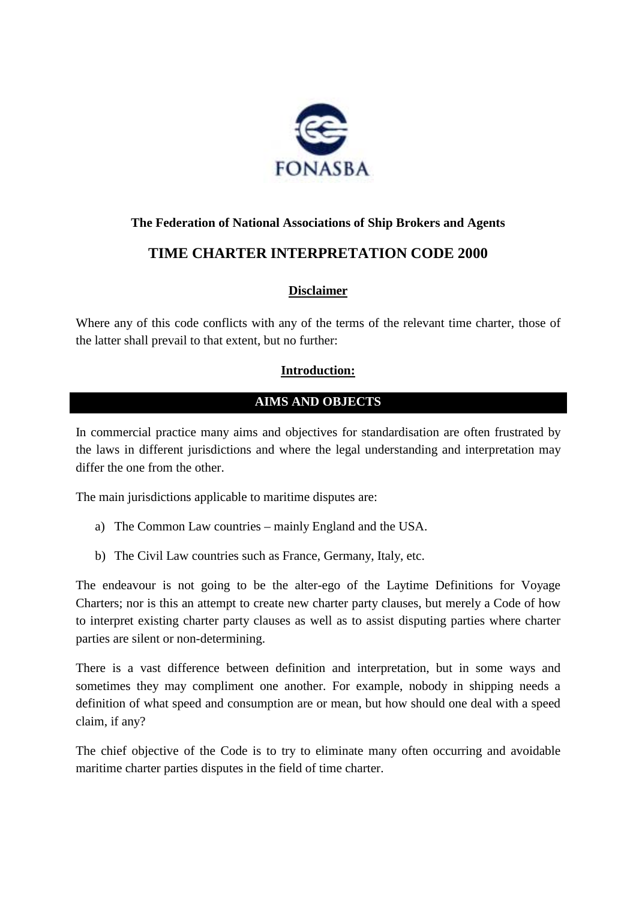FONASBA

**The Federation of National Associations of Ship Brokers and Agents**

# TIME CHARTER INTERPRETATION CODE 2000

**Disclaimer**

Where any of this code conflicts with any of the terms of the relevant time charter, those of the latter shall prevail to that extent, but no further:

**Introduction:**

## AIMS AND OBJECTS

In commercial practice many aims and objectives for standardisation are often frustrated by the laws in different jurisdictions and where the legal understanding and interpretation may differ the one from the other.

The main jurisdictions applicable to maritime disputes are:

a) The Common Law countries – mainly England and the USA.

b) The Civil Law countries such as France, Germany, Italy, etc.

The endeavour is not going to be the alter-ego of the Laytime Definitions for Voyage Charters; nor is this an attempt to create new charter party clauses, but merely a Code of how to interpret existing charter party clauses as well as to assist disputing parties where charter parties are silent or non-determining.

There is a vast difference between definition and interpretation, but in some ways and sometimes they may compliment one another. For example, nobody in shipping needs a definition of what speed and consumption are or mean, but how should one deal with a speed claim, if any?

The chief objective of the Code is to try to eliminate many often occurring and avoidable maritime charter parties disputes in the field of time charter.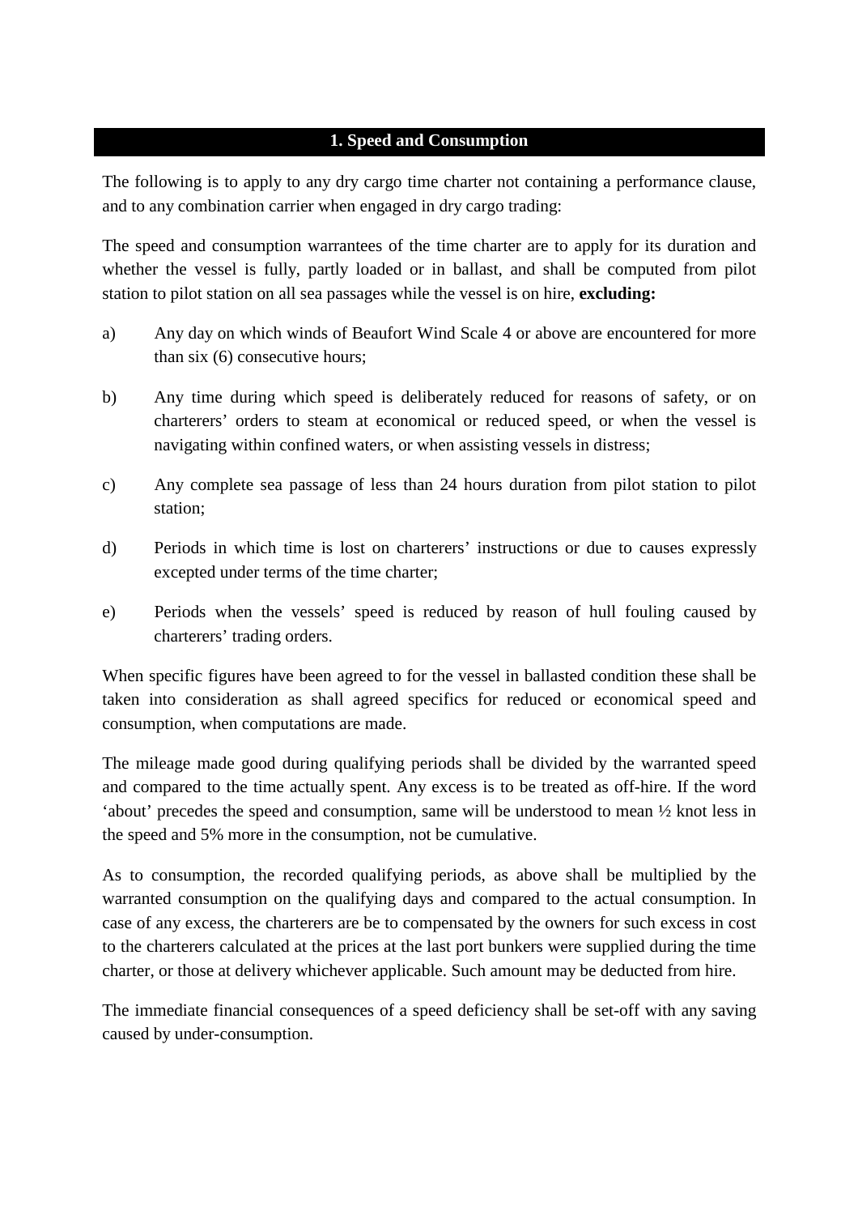## 1. Speed and Consumption

The following is to apply to any dry cargo time charter not containing a performance clause, and to any combination carrier when engaged in dry cargo trading:

The speed and consumption warrantees of the time charter are to apply for its duration and whether the vessel is fully, partly loaded or in ballast, and shall be computed from pilot station to pilot station on all sea passages while the vessel is on hire, **excluding:**

a) Any day on which winds of Beaufort Wind Scale 4 or above are encountered for more than six (6) consecutive hours;

b) Any time during which speed is deliberately reduced for reasons of safety, or on charterers' orders to steam at economical or reduced speed, or when the vessel is navigating within confined waters, or when assisting vessels in distress;

c) Any complete sea passage of less than 24 hours duration from pilot station to pilot station;

d) Periods in which time is lost on charterers' instructions or due to causes expressly excepted under terms of the time charter;

e) Periods when the vessels' speed is reduced by reason of hull fouling caused by charterers' trading orders.

When specific figures have been agreed to for the vessel in ballasted condition these shall be taken into consideration as shall agreed specifics for reduced or economical speed and consumption, when computations are made.

The mileage made good during qualifying periods shall be divided by the warranted speed and compared to the time actually spent. Any excess is to be treated as off-hire. If the word 'about' precedes the speed and consumption, same will be understood to mean ½ knot less in the speed and 5% more in the consumption, not be cumulative.

As to consumption, the recorded qualifying periods, as above shall be multiplied by the warranted consumption on the qualifying days and compared to the actual consumption. In case of any excess, the charterers are be to compensated by the owners for such excess in cost to the charterers calculated at the prices at the last port bunkers were supplied during the time charter, or those at delivery whichever applicable. Such amount may be deducted from hire.

The immediate financial consequences of a speed deficiency shall be set-off with any saving caused by under-consumption.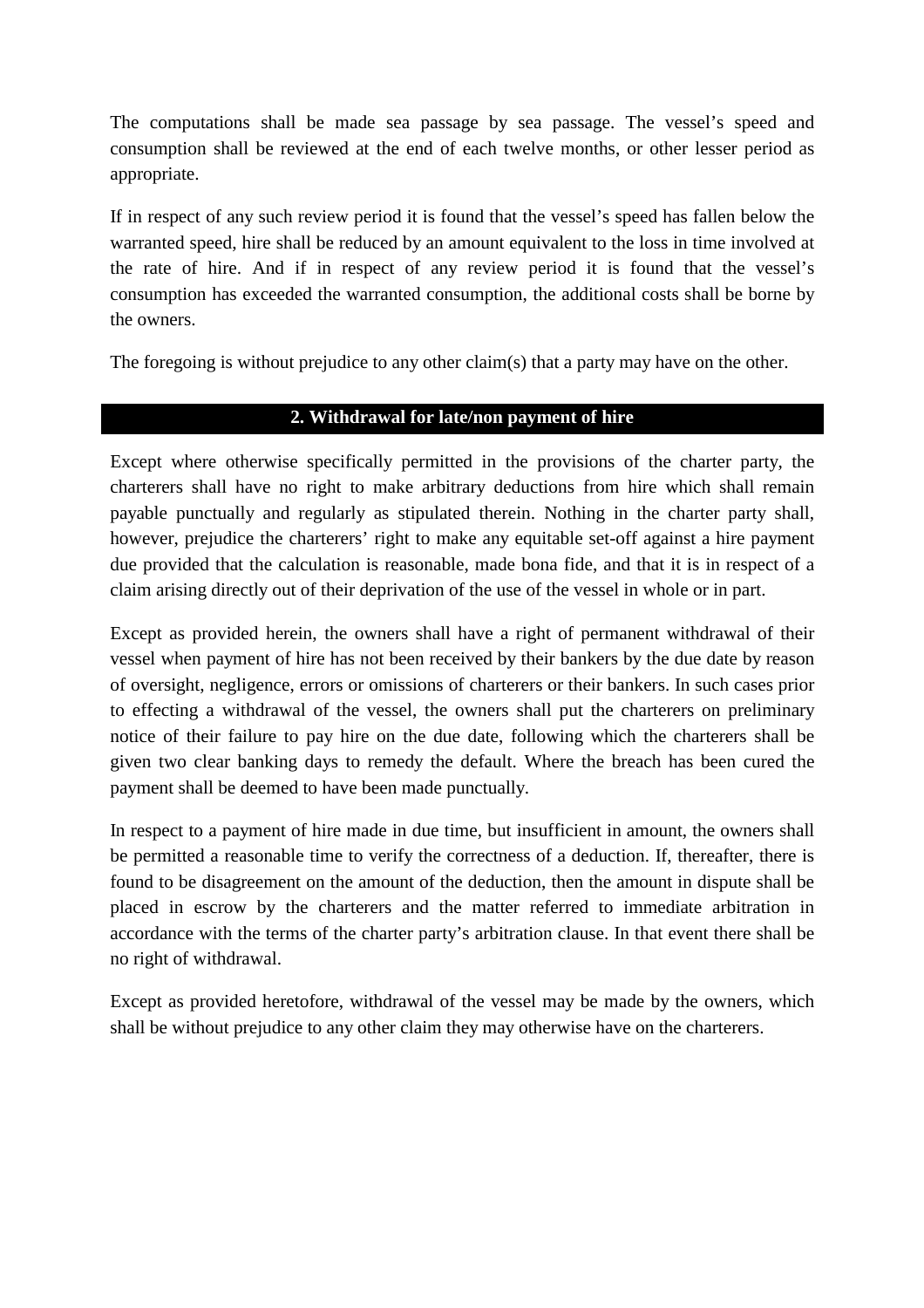The computations shall be made sea passage by sea passage. The vessel's speed and consumption shall be reviewed at the end of each twelve months, or other lesser period as appropriate.

If in respect of any such review period it is found that the vessel's speed has fallen below the warranted speed, hire shall be reduced by an amount equivalent to the loss in time involved at the rate of hire. And if in respect of any review period it is found that the vessel's consumption has exceeded the warranted consumption, the additional costs shall be borne by the owners.

The foregoing is without prejudice to any other claim(s) that a party may have on the other.

## 2. Withdrawal for late/non payment of hire

Except where otherwise specifically permitted in the provisions of the charter party, the charterers shall have no right to make arbitrary deductions from hire which shall remain payable punctually and regularly as stipulated therein. Nothing in the charter party shall, however, prejudice the charterers' right to make any equitable set-off against a hire payment due provided that the calculation is reasonable, made bona fide, and that it is in respect of a claim arising directly out of their deprivation of the use of the vessel in whole or in part.

Except as provided herein, the owners shall have a right of permanent withdrawal of their vessel when payment of hire has not been received by their bankers by the due date by reason of oversight, negligence, errors or omissions of charterers or their bankers. In such cases prior to effecting a withdrawal of the vessel, the owners shall put the charterers on preliminary notice of their failure to pay hire on the due date, following which the charterers shall be given two clear banking days to remedy the default. Where the breach has been cured the payment shall be deemed to have been made punctually.

In respect to a payment of hire made in due time, but insufficient in amount, the owners shall be permitted a reasonable time to verify the correctness of a deduction. If, thereafter, there is found to be disagreement on the amount of the deduction, then the amount in dispute shall be placed in escrow by the charterers and the matter referred to immediate arbitration in accordance with the terms of the charter party's arbitration clause. In that event there shall be no right of withdrawal.

Except as provided heretofore, withdrawal of the vessel may be made by the owners, which shall be without prejudice to any other claim they may otherwise have on the charterers.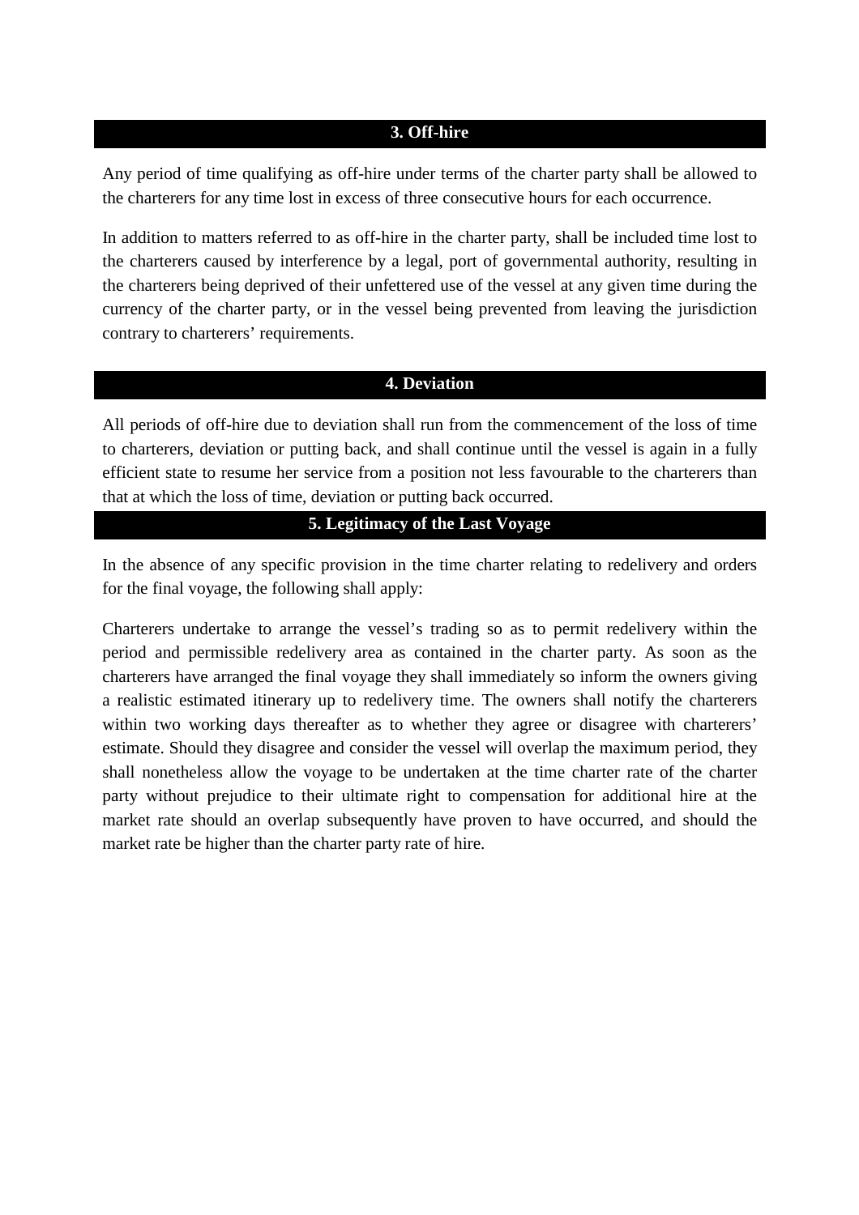## 3. Off-hire

Any period of time qualifying as off-hire under terms of the charter party shall be allowed to the charterers for any time lost in excess of three consecutive hours for each occurrence.

In addition to matters referred to as off-hire in the charter party, shall be included time lost to the charterers caused by interference by a legal, port of governmental authority, resulting in the charterers being deprived of their unfettered use of the vessel at any given time during the currency of the charter party, or in the vessel being prevented from leaving the jurisdiction contrary to charterers' requirements.

## 4. Deviation

All periods of off-hire due to deviation shall run from the commencement of the loss of time to charterers, deviation or putting back, and shall continue until the vessel is again in a fully efficient state to resume her service from a position not less favourable to the charterers than that at which the loss of time, deviation or putting back occurred.

## 5. Legitimacy of the Last Voyage

In the absence of any specific provision in the time charter relating to redelivery and orders for the final voyage, the following shall apply:

Charterers undertake to arrange the vessel's trading so as to permit redelivery within the period and permissible redelivery area as contained in the charter party. As soon as the charterers have arranged the final voyage they shall immediately so inform the owners giving a realistic estimated itinerary up to redelivery time. The owners shall notify the charterers within two working days thereafter as to whether they agree or disagree with charterers' estimate. Should they disagree and consider the vessel will overlap the maximum period, they shall nonetheless allow the voyage to be undertaken at the time charter rate of the charter party without prejudice to their ultimate right to compensation for additional hire at the market rate should an overlap subsequently have proven to have occurred, and should the market rate be higher than the charter party rate of hire.